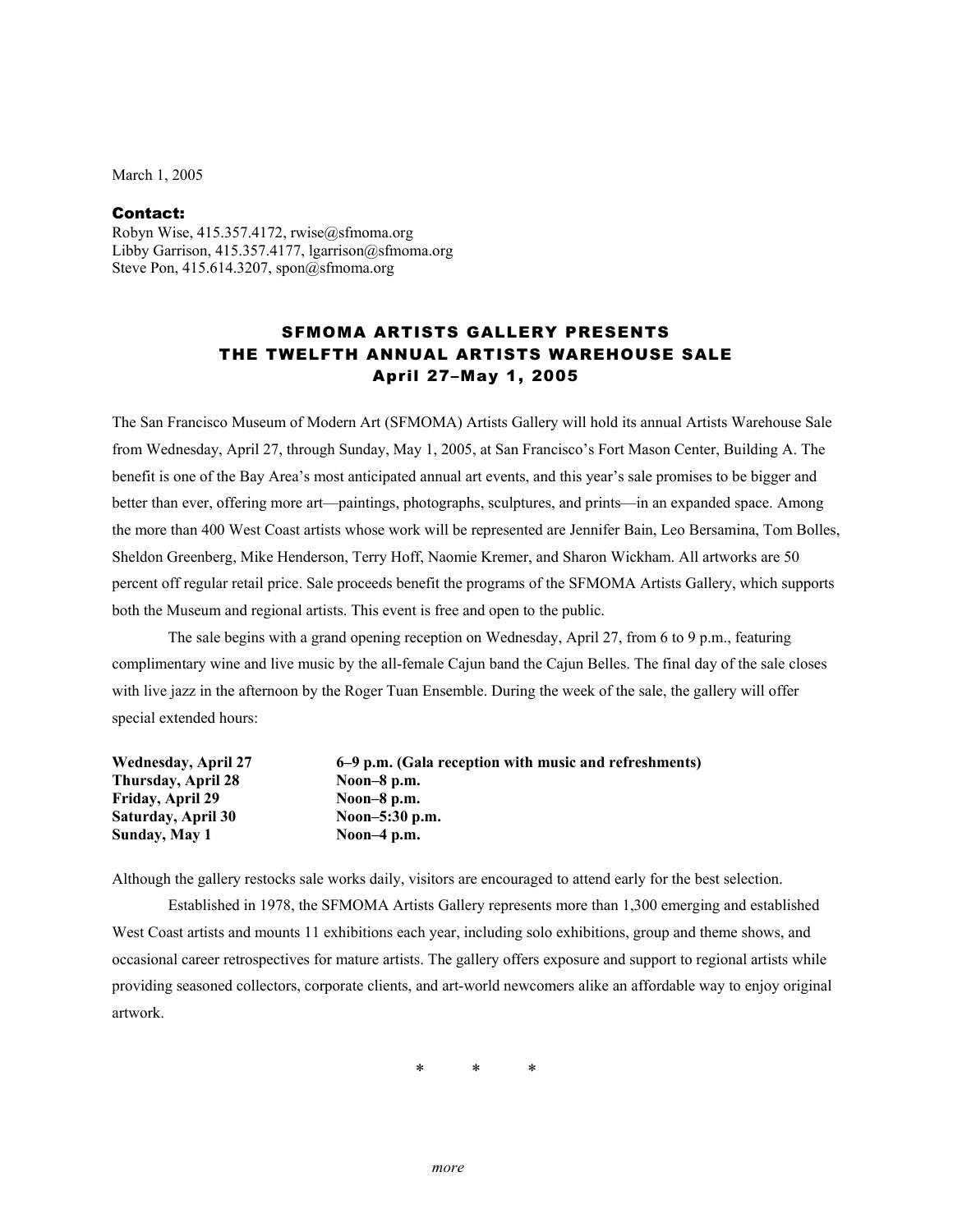March 1, 2005

**Contact:**
Robyn Wise, 415.357.4172, rwise@sfmoma.org
Libby Garrison, 415.357.4177, lgarrison@sfmoma.org
Steve Pon, 415.614.3207, spon@sfmoma.org

# SFMOMA ARTISTS GALLERY PRESENTS THE TWELFTH ANNUAL ARTISTS WAREHOUSE SALE

## April 27–May 1, 2005

The San Francisco Museum of Modern Art (SFMOMA) Artists Gallery will hold its annual Artists Warehouse Sale from Wednesday, April 27, through Sunday, May 1, 2005, at San Francisco's Fort Mason Center, Building A. The benefit is one of the Bay Area's most anticipated annual art events, and this year's sale promises to be bigger and better than ever, offering more art—paintings, photographs, sculptures, and prints—in an expanded space. Among the more than 400 West Coast artists whose work will be represented are Jennifer Bain, Leo Bersamina, Tom Bolles, Sheldon Greenberg, Mike Henderson, Terry Hoff, Naomie Kremer, and Sharon Wickham. All artworks are 50 percent off regular retail price. Sale proceeds benefit the programs of the SFMOMA Artists Gallery, which supports both the Museum and regional artists. This event is free and open to the public.

The sale begins with a grand opening reception on Wednesday, April 27, from 6 to 9 p.m., featuring complimentary wine and live music by the all-female Cajun band the Cajun Belles. The final day of the sale closes with live jazz in the afternoon by the Roger Tuan Ensemble. During the week of the sale, the gallery will offer special extended hours:

| | |
|---|---|
| **Wednesday, April 27** | **6–9 p.m. (Gala reception with music and refreshments)** |
| **Thursday, April 28** | **Noon–8 p.m.** |
| **Friday, April 29** | **Noon–8 p.m.** |
| **Saturday, April 30** | **Noon–5:30 p.m.** |
| **Sunday, May 1** | **Noon–4 p.m.** |

Although the gallery restocks sale works daily, visitors are encouraged to attend early for the best selection.

Established in 1978, the SFMOMA Artists Gallery represents more than 1,300 emerging and established West Coast artists and mounts 11 exhibitions each year, including solo exhibitions, group and theme shows, and occasional career retrospectives for mature artists. The gallery offers exposure and support to regional artists while providing seasoned collectors, corporate clients, and art-world newcomers alike an affordable way to enjoy original artwork.

\* \* \*

*more*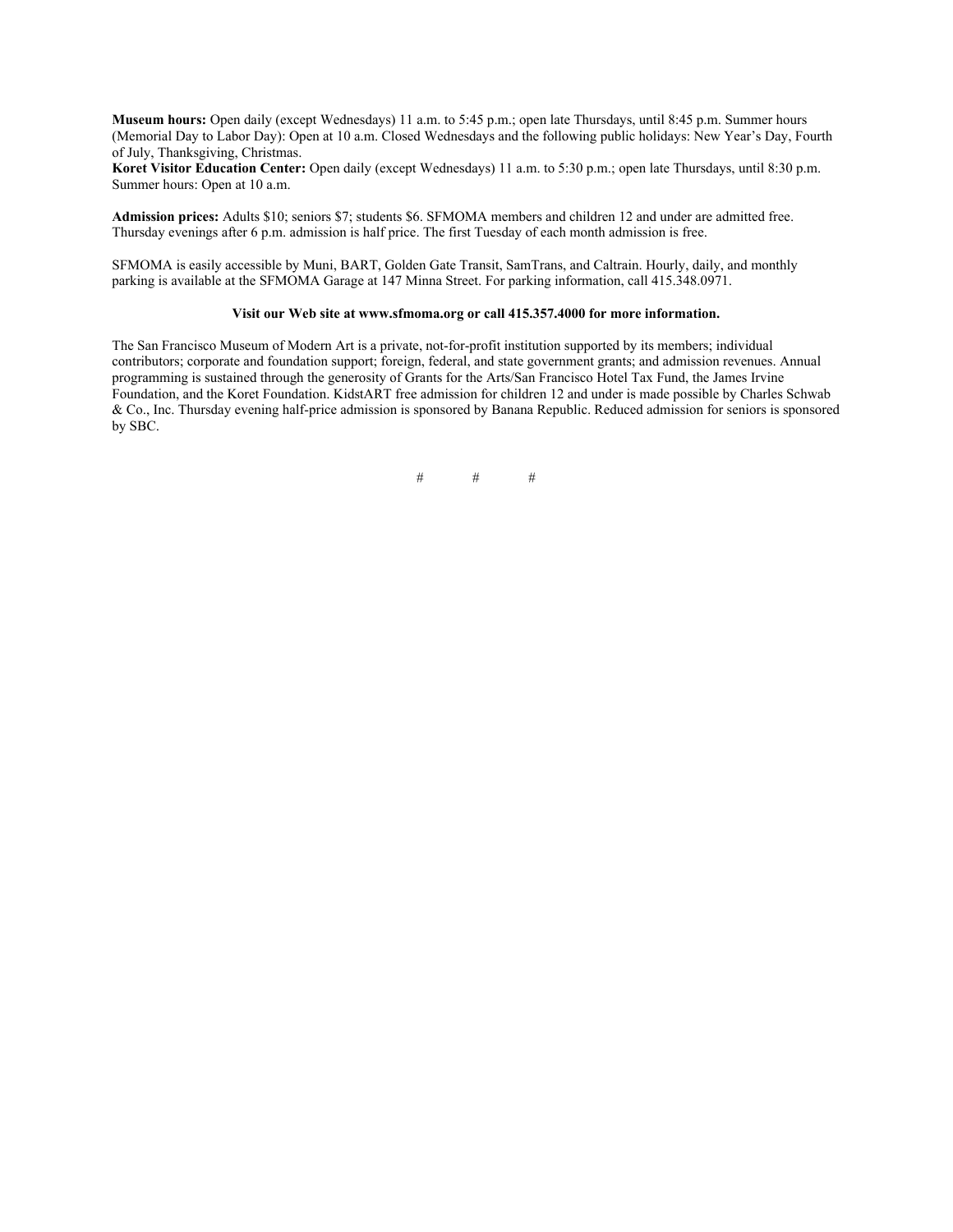**Museum hours:** Open daily (except Wednesdays) 11 a.m. to 5:45 p.m.; open late Thursdays, until 8:45 p.m. Summer hours (Memorial Day to Labor Day): Open at 10 a.m. Closed Wednesdays and the following public holidays: New Year's Day, Fourth of July, Thanksgiving, Christmas.
**Koret Visitor Education Center:** Open daily (except Wednesdays) 11 a.m. to 5:30 p.m.; open late Thursdays, until 8:30 p.m. Summer hours: Open at 10 a.m.

**Admission prices:** Adults $10; seniors $7; students $6. SFMOMA members and children 12 and under are admitted free. Thursday evenings after 6 p.m. admission is half price. The first Tuesday of each month admission is free.

SFMOMA is easily accessible by Muni, BART, Golden Gate Transit, SamTrans, and Caltrain. Hourly, daily, and monthly parking is available at the SFMOMA Garage at 147 Minna Street. For parking information, call 415.348.0971.

**Visit our Web site at www.sfmoma.org or call 415.357.4000 for more information.**

The San Francisco Museum of Modern Art is a private, not-for-profit institution supported by its members; individual contributors; corporate and foundation support; foreign, federal, and state government grants; and admission revenues. Annual programming is sustained through the generosity of Grants for the Arts/San Francisco Hotel Tax Fund, the James Irvine Foundation, and the Koret Foundation. KidstART free admission for children 12 and under is made possible by Charles Schwab & Co., Inc. Thursday evening half-price admission is sponsored by Banana Republic. Reduced admission for seniors is sponsored by SBC.

# # #